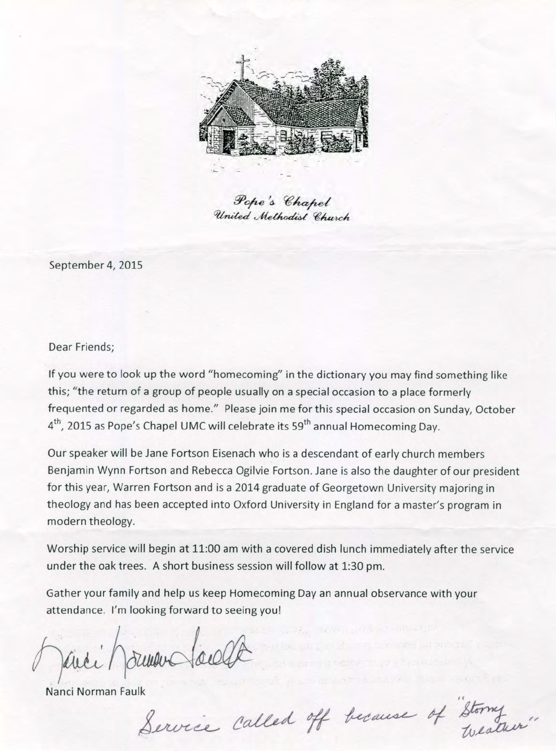*Pope's Chapel*
*United Methodist Church*

September 4, 2015

Dear Friends;

If you were to look up the word "homecoming" in the dictionary you may find something like this; "the return of a group of people usually on a special occasion to a place formerly frequented or regarded as home." Please join me for this special occasion on Sunday, October 4th, 2015 as Pope's Chapel UMC will celebrate its 59th annual Homecoming Day.

Our speaker will be Jane Fortson Eisenach who is a descendant of early church members Benjamin Wynn Fortson and Rebecca Ogilvie Fortson. Jane is also the daughter of our president for this year, Warren Fortson and is a 2014 graduate of Georgetown University majoring in theology and has been accepted into Oxford University in England for a master's program in modern theology.

Worship service will begin at 11:00 am with a covered dish lunch immediately after the service under the oak trees. A short business session will follow at 1:30 pm.

Gather your family and help us keep Homecoming Day an annual observance with your attendance. I'm looking forward to seeing you!

Nanci Norman Faulk

Nanci Norman Faulk

*Service called off because of "Stormy Weather"*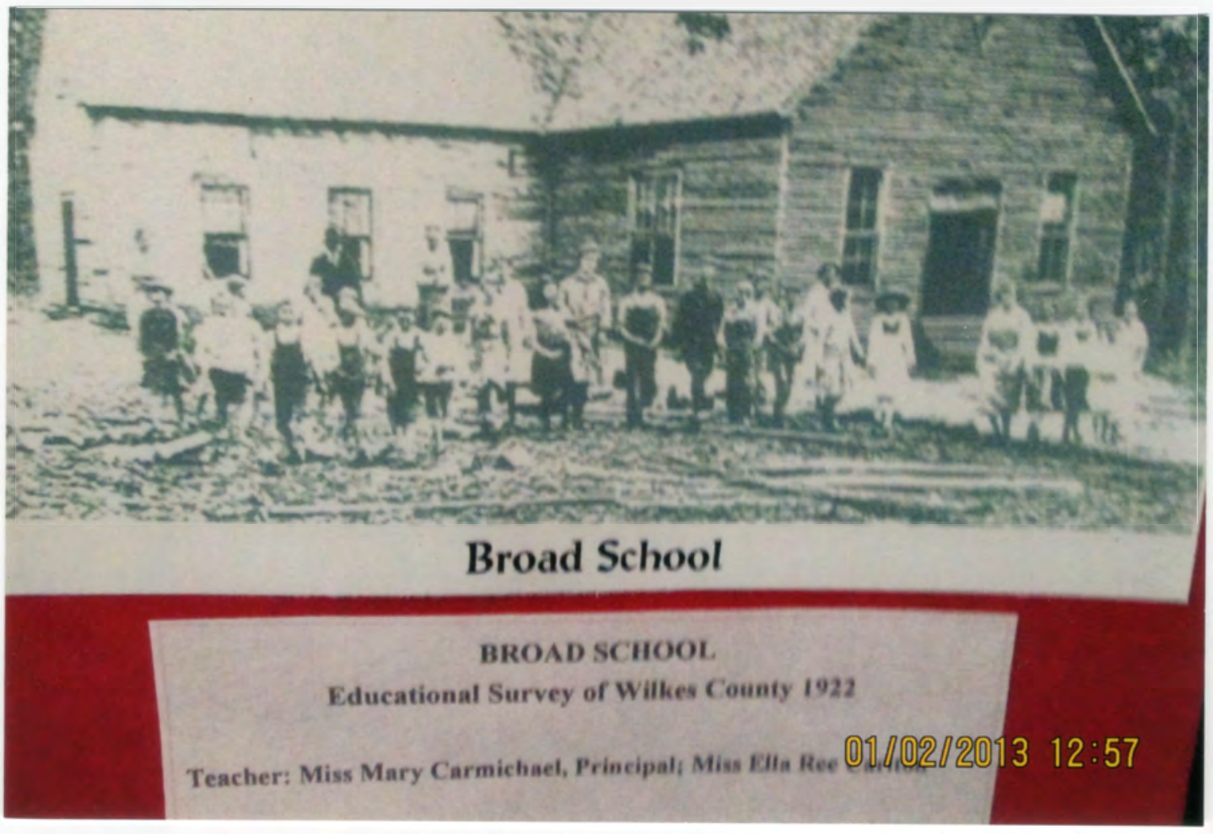# Broad School

**BROAD SCHOOL**

**Educational Survey of Wilkes County 1922**

**Teacher: Miss Mary Carmichael, Principal; Miss Ella Ree**

01/02/2013 12:57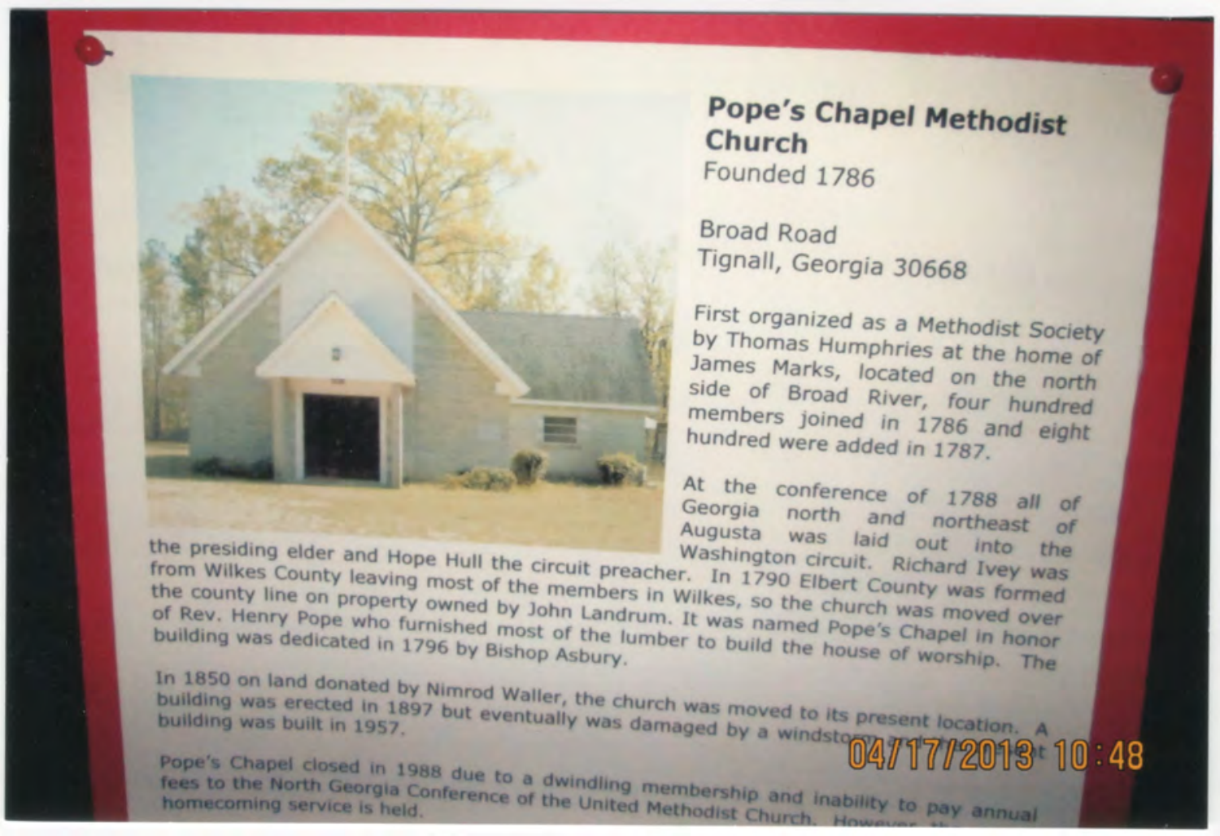# Pope's Chapel Methodist Church

Founded 1786

Broad Road
Tignall, Georgia 30668

First organized as a Methodist Society by Thomas Humphries at the home of James Marks, located on the north side of Broad River, four hundred members joined in 1786 and eight hundred were added in 1787.

At the conference of 1788 all of Georgia north and northeast of Augusta was laid out into the Washington circuit. Richard Ivey was the presiding elder and Hope Hull the circuit preacher. In 1790 Elbert County was formed from Wilkes County leaving most of the members in Wilkes, so the church was moved over the county line on property owned by John Landrum. It was named Pope's Chapel in honor of Rev. Henry Pope who furnished most of the lumber to build the house of worship. The building was dedicated in 1796 by Bishop Asbury.

In 1850 on land donated by Nimrod Waller, the church was moved to its present location. A building was erected in 1897 but eventually was damaged by a windsto... building was built in 1957.

Pope's Chapel closed in 1988 due to a dwindling membership and inability to pay annual fees to the North Georgia Conference of the United Methodist Church. Howev... homecoming service is held.

04/17/2013 10:48